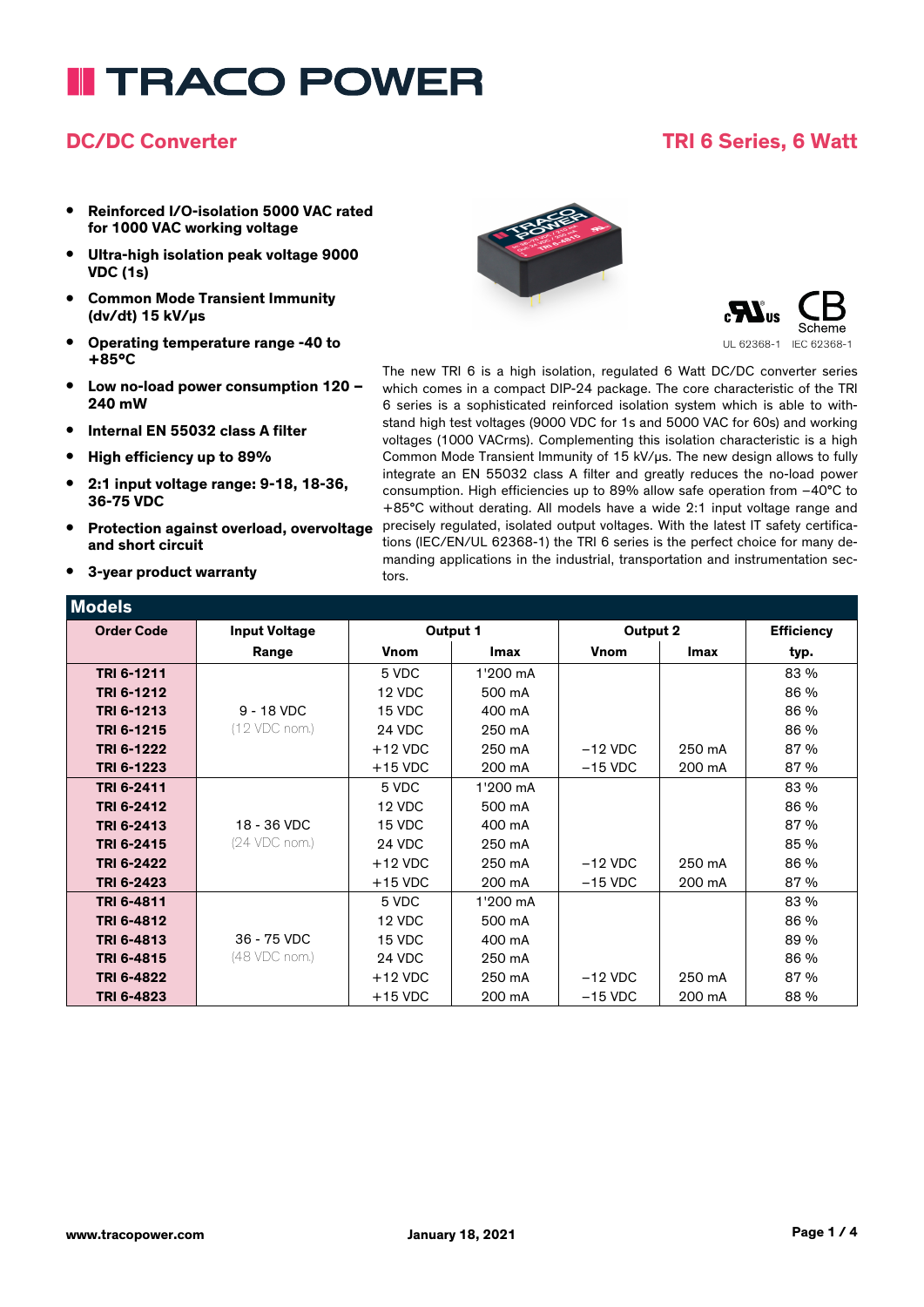# TRACO POWER

## DC/DC Converter

## TRI 6 Series, 6 Watt

- **Reinforced I/O-isolation 5000 VAC rated for 1000 VAC working voltage**
- **Ultra-high isolation peak voltage 9000 VDC (1s)**
- **Common Mode Transient Immunity (dv/dt) 15 kV/µs**
- **Operating temperature range -40 to +85°C**
- **Low no-load power consumption 120 – 240 mW**
- **Internal EN 55032 class A filter**
- **High efficiency up to 89%**
- **2:1 input voltage range: 9-18, 18-36, 36-75 VDC**
- **Protection against overload, overvoltage and short circuit**
- **3-year product warranty**

UL 62368-1 IEC 62368-1

The new TRI 6 is a high isolation, regulated 6 Watt DC/DC converter series which comes in a compact DIP-24 package. The core characteristic of the TRI 6 series is a sophisticated reinforced isolation system which is able to withstand high test voltages (9000 VDC for 1s and 5000 VAC for 60s) and working voltages (1000 VACrms). Complementing this isolation characteristic is a high Common Mode Transient Immunity of 15 kV/µs. The new design allows to fully integrate an EN 55032 class A filter and greatly reduces the no-load power consumption. High efficiencies up to 89% allow safe operation from –40°C to +85°C without derating. All models have a wide 2:1 input voltage range and precisely regulated, isolated output voltages. With the latest IT safety certifications (IEC/EN/UL 62368-1) the TRI 6 series is the perfect choice for many demanding applications in the industrial, transportation and instrumentation sectors.

## Models

| Order Code | Input Voltage Range | Output 1 Vnom | Output 1 Imax | Output 2 Vnom | Output 2 Imax | Efficiency typ. |
|---|---|---|---|---|---|---|
| TRI 6-1211 | 9 - 18 VDC (12 VDC nom.) | 5 VDC | 1'200 mA | | | 83 % |
| TRI 6-1212 | | 12 VDC | 500 mA | | | 86 % |
| TRI 6-1213 | | 15 VDC | 400 mA | | | 86 % |
| TRI 6-1215 | | 24 VDC | 250 mA | | | 86 % |
| TRI 6-1222 | | +12 VDC | 250 mA | –12 VDC | 250 mA | 87 % |
| TRI 6-1223 | | +15 VDC | 200 mA | –15 VDC | 200 mA | 87 % |
| TRI 6-2411 | 18 - 36 VDC (24 VDC nom.) | 5 VDC | 1'200 mA | | | 83 % |
| TRI 6-2412 | | 12 VDC | 500 mA | | | 86 % |
| TRI 6-2413 | | 15 VDC | 400 mA | | | 87 % |
| TRI 6-2415 | | 24 VDC | 250 mA | | | 85 % |
| TRI 6-2422 | | +12 VDC | 250 mA | –12 VDC | 250 mA | 86 % |
| TRI 6-2423 | | +15 VDC | 200 mA | –15 VDC | 200 mA | 87 % |
| TRI 6-4811 | 36 - 75 VDC (48 VDC nom.) | 5 VDC | 1'200 mA | | | 83 % |
| TRI 6-4812 | | 12 VDC | 500 mA | | | 86 % |
| TRI 6-4813 | | 15 VDC | 400 mA | | | 89 % |
| TRI 6-4815 | | 24 VDC | 250 mA | | | 86 % |
| TRI 6-4822 | | +12 VDC | 250 mA | –12 VDC | 250 mA | 87 % |
| TRI 6-4823 | | +15 VDC | 200 mA | –15 VDC | 200 mA | 88 % |

www.tracopower.com January 18, 2021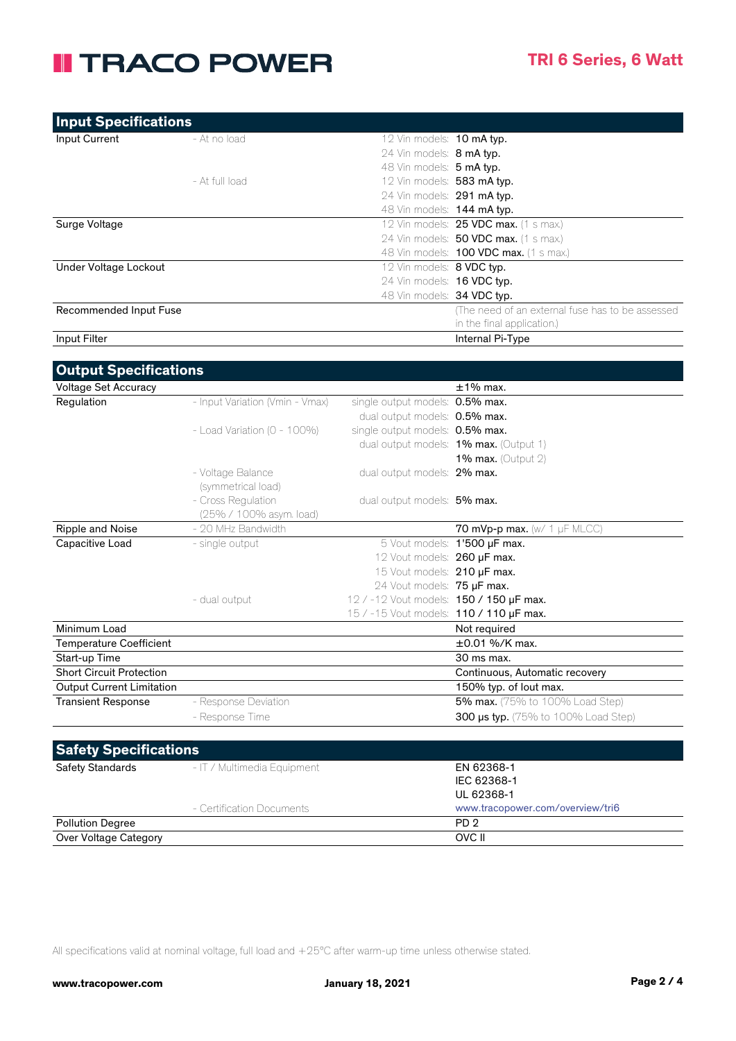## Input Specifications

| | | | |
|---|---|---|---|
| Input Current | - At no load | 12 Vin models: | **10 mA typ.** |
| | | 24 Vin models: | **8 mA typ.** |
| | | 48 Vin models: | **5 mA typ.** |
| | - At full load | 12 Vin models: | **583 mA typ.** |
| | | 24 Vin models: | **291 mA typ.** |
| | | 48 Vin models: | **144 mA typ.** |
| Surge Voltage | | 12 Vin models: | **25 VDC max.** (1 s max.) |
| | | 24 Vin models: | **50 VDC max.** (1 s max.) |
| | | 48 Vin models: | **100 VDC max.** (1 s max.) |
| Under Voltage Lockout | | 12 Vin models: | **8 VDC typ.** |
| | | 24 Vin models: | **16 VDC typ.** |
| | | 48 Vin models: | **34 VDC typ.** |
| Recommended Input Fuse | | | (The need of an external fuse has to be assessed in the final application.) |
| Input Filter | | | Internal Pi-Type |

## Output Specifications

| | | | |
|---|---|---|---|
| Voltage Set Accuracy | | | ±1% max. |
| Regulation | - Input Variation (Vmin - Vmax) | single output models: | **0.5% max.** |
| | | dual output models: | **0.5% max.** |
| | - Load Variation (0 - 100%) | single output models: | **0.5% max.** |
| | | dual output models: | **1% max.** (Output 1) |
| | | | **1% max.** (Output 2) |
| | - Voltage Balance (symmetrical load) | dual output models: | **2% max.** |
| | - Cross Regulation (25% / 100% asym. load) | dual output models: | **5% max.** |
| Ripple and Noise | - 20 MHz Bandwidth | | **70 mVp-p max.** (w/ 1 µF MLCC) |
| Capacitive Load | - single output | 5 Vout models: | **1'500 µF max.** |
| | | 12 Vout models: | **260 µF max.** |
| | | 15 Vout models: | **210 µF max.** |
| | | 24 Vout models: | **75 µF max.** |
| | - dual output | 12 / -12 Vout models: | **150 / 150 µF max.** |
| | | 15 / -15 Vout models: | **110 / 110 µF max.** |
| Minimum Load | | | Not required |
| Temperature Coefficient | | | ±0.01 %/K max. |
| Start-up Time | | | 30 ms max. |
| Short Circuit Protection | | | Continuous, Automatic recovery |
| Output Current Limitation | | | 150% typ. of Iout max. |
| Transient Response | - Response Deviation | | **5% max.** (75% to 100% Load Step) |
| | - Response Time | | **300 µs typ.** (75% to 100% Load Step) |

## Safety Specifications

| | | |
|---|---|---|
| Safety Standards | - IT / Multimedia Equipment | EN 62368-1<br>IEC 62368-1<br>UL 62368-1 |
| | - Certification Documents | www.tracopower.com/overview/tri6 |
| Pollution Degree | | PD 2 |
| Over Voltage Category | | OVC II |

All specifications valid at nominal voltage, full load and +25°C after warm-up time unless otherwise stated.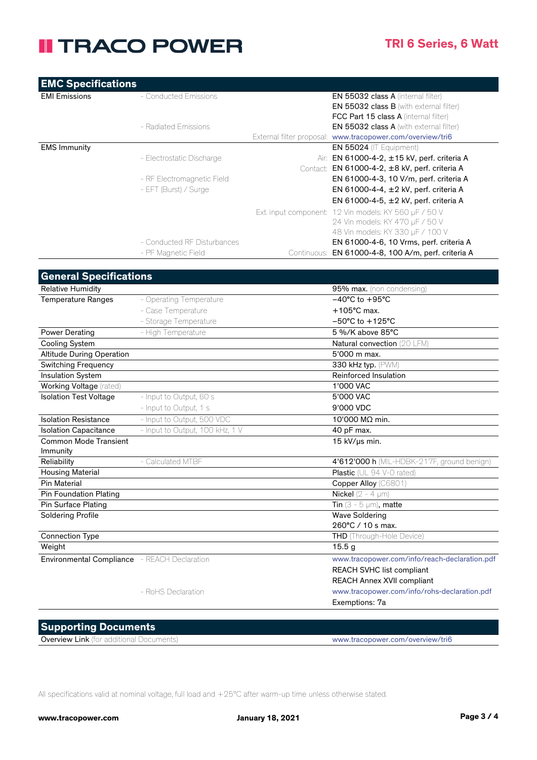## EMC Specifications

| | | | |
|---|---|---|---|
| EMI Emissions | - Conducted Emissions | | **EN 55032 class A** (internal filter) |
| | | | **EN 55032 class B** (with external filter) |
| | | | **FCC Part 15 class A** (internal filter) |
| | - Radiated Emissions | | **EN 55032 class A** (with external filter) |
| | | External filter proposal: | www.tracopower.com/overview/tri6 |
| EMS Immunity | | | **EN 55024** (IT Equipment) |
| | - Electrostatic Discharge | Air: | EN 61000-4-2, ±15 kV, perf. criteria A |
| | | Contact: | EN 61000-4-2, ±8 kV, perf. criteria A |
| | - RF Electromagnetic Field | | EN 61000-4-3, 10 V/m, perf. criteria A |
| | - EFT (Burst) / Surge | | EN 61000-4-4, ±2 kV, perf. criteria A |
| | | | EN 61000-4-5, ±2 kV, perf. criteria A |
| | | Ext. input component: | 12 Vin models: KY 560 µF / 50 V |
| | | | 24 Vin models: KY 470 µF / 50 V |
| | | | 48 Vin models: KY 330 µF / 100 V |
| | - Conducted RF Disturbances | | EN 61000-4-6, 10 Vrms, perf. criteria A |
| | - PF Magnetic Field | Continuous: | EN 61000-4-8, 100 A/m, perf. criteria A |

## General Specifications

| | | |
|---|---|---|
| Relative Humidity | | **95% max.** (non condensing) |
| Temperature Ranges | - Operating Temperature | −40°C to +95°C |
| | - Case Temperature | +105°C max. |
| | - Storage Temperature | −50°C to +125°C |
| Power Derating | - High Temperature | 5 %/K above 85°C |
| Cooling System | | Natural convection (20 LFM) |
| Altitude During Operation | | 5'000 m max. |
| Switching Frequency | | 330 kHz typ. (PWM) |
| Insulation System | | Reinforced Insulation |
| Working Voltage (rated) | | 1'000 VAC |
| Isolation Test Voltage | - Input to Output, 60 s | 5'000 VAC |
| | - Input to Output, 1 s | 9'000 VDC |
| Isolation Resistance | - Input to Output, 500 VDC | 10'000 MΩ min. |
| Isolation Capacitance | - Input to Output, 100 kHz, 1 V | 40 pF max. |
| Common Mode Transient Immunity | | 15 kV/µs min. |
| Reliability | - Calculated MTBF | **4'612'000 h** (MIL-HDBK-217F, ground benign) |
| Housing Material | | **Plastic** (UL 94 V-0 rated) |
| Pin Material | | **Copper Alloy** (C6801) |
| Pin Foundation Plating | | **Nickel** (2 - 4 µm) |
| Pin Surface Plating | | **Tin** (3 - 5 µm), **matte** |
| Soldering Profile | | Wave Soldering<br>260°C / 10 s max. |
| Connection Type | | **THD** (Through-Hole Device) |
| Weight | | 15.5 g |
| Environmental Compliance | - REACH Declaration | www.tracopower.com/info/reach-declaration.pdf |
| | | REACH SVHC list compliant |
| | | REACH Annex XVII compliant |
| | - RoHS Declaration | www.tracopower.com/info/rohs-declaration.pdf |
| | | Exemptions: 7a |

## Supporting Documents

| | |
|---|---|
| **Overview Link** (for additional Documents) | www.tracopower.com/overview/tri6 |

All specifications valid at nominal voltage, full load and +25°C after warm-up time unless otherwise stated.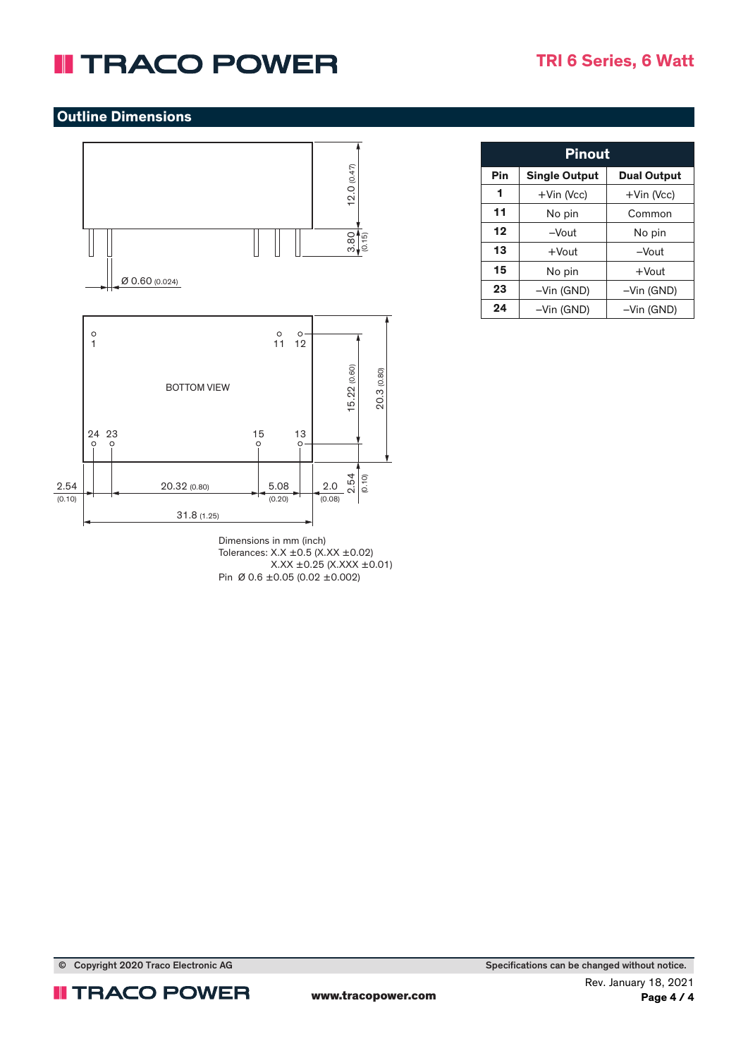## Outline Dimensions

12.0 (0.47)

3.80 (0.15)

Ø 0.60 (0.024)

1

11 12

BOTTOM VIEW

24 23

15

13

15.22 (0.60)

20.3 (0.80)

2.54 (0.10)

20.32 (0.80)

5.08 (0.20)

2.0 (0.08)

2.54 (0.10)

31.8 (1.25)

Dimensions in mm (inch)
Tolerances: X.X ±0.5 (X.XX ±0.02)
X.XX ±0.25 (X.XXX ±0.01)
Pin Ø 0.6 ±0.05 (0.02 ±0.002)

| Pinout | | |
|---|---|---|
| **Pin** | **Single Output** | **Dual Output** |
| **1** | +Vin (Vcc) | +Vin (Vcc) |
| **11** | No pin | Common |
| **12** | –Vout | No pin |
| **13** | +Vout | –Vout |
| **15** | No pin | +Vout |
| **23** | –Vin (GND) | –Vin (GND) |
| **24** | –Vin (GND) | –Vin (GND) |